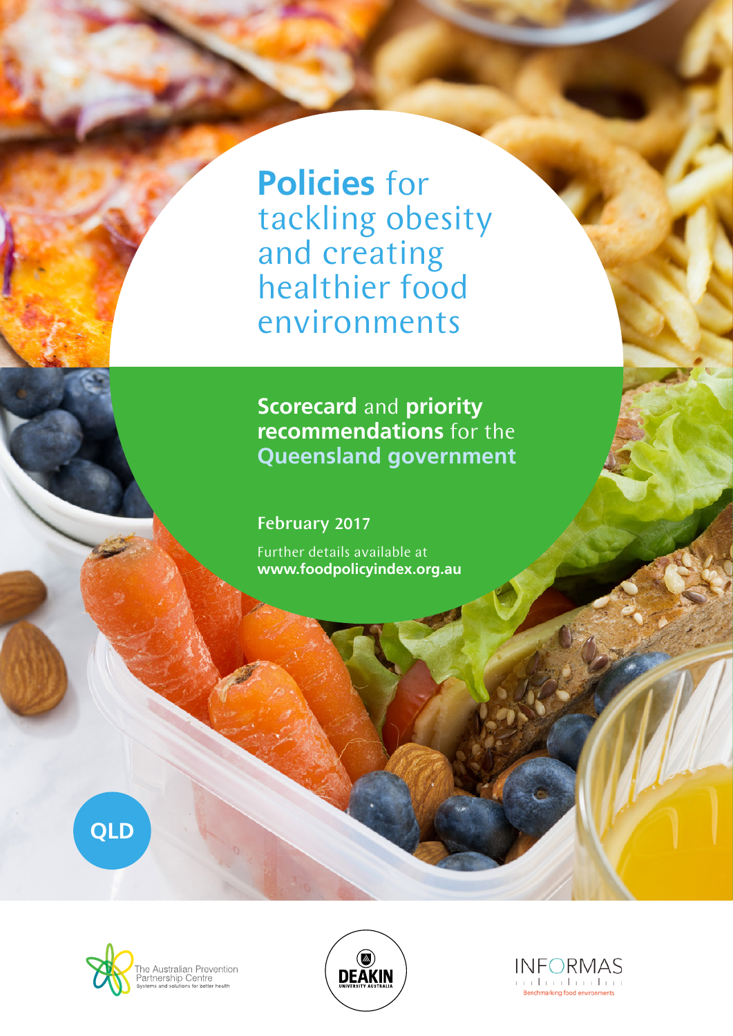# **Policies** for tackling obesity and creating healthier food environments

## **Scorecard** and **priority recommendations** for the **Queensland government**

**February 2017**

Further details available at
**www.foodpolicyindex.org.au**

QLD

The Australian Prevention Partnership Centre
Systems and solutions for better health

DEAKIN UNIVERSITY AUSTRALIA

INFORMAS
Benchmarking food environments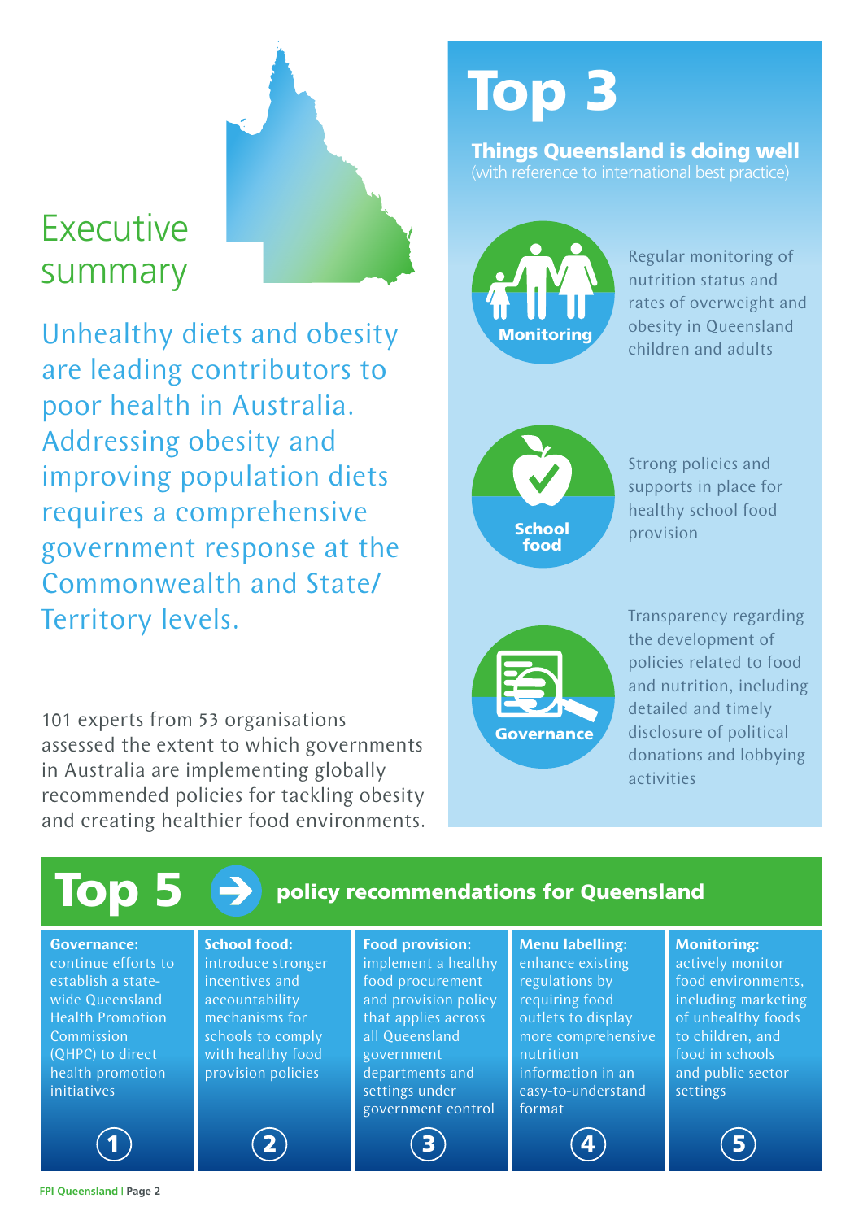# Executive summary

Unhealthy diets and obesity are leading contributors to poor health in Australia. Addressing obesity and improving population diets requires a comprehensive government response at the Commonwealth and State/Territory levels.

101 experts from 53 organisations assessed the extent to which governments in Australia are implementing globally recommended policies for tackling obesity and creating healthier food environments.

## Top 3

**Things Queensland is doing well**
(with reference to international best practice)

**Monitoring**: Regular monitoring of nutrition status and rates of overweight and obesity in Queensland children and adults

**School food**: Strong policies and supports in place for healthy school food provision

**Governance**: Transparency regarding the development of policies related to food and nutrition, including detailed and timely disclosure of political donations and lobbying activities

## Top 5 → policy recommendations for Queensland

1. **Governance:** continue efforts to establish a state-wide Queensland Health Promotion Commission (QHPC) to direct health promotion initiatives
2. **School food:** introduce stronger incentives and accountability mechanisms for schools to comply with healthy food provision policies
3. **Food provision:** implement a healthy food procurement and provision policy that applies across all Queensland government departments and settings under government control
4. **Menu labelling:** enhance existing regulations by requiring food outlets to display more comprehensive nutrition information in an easy-to-understand format
5. **Monitoring:** actively monitor food environments, including marketing of unhealthy foods to children, and food in schools and public sector settings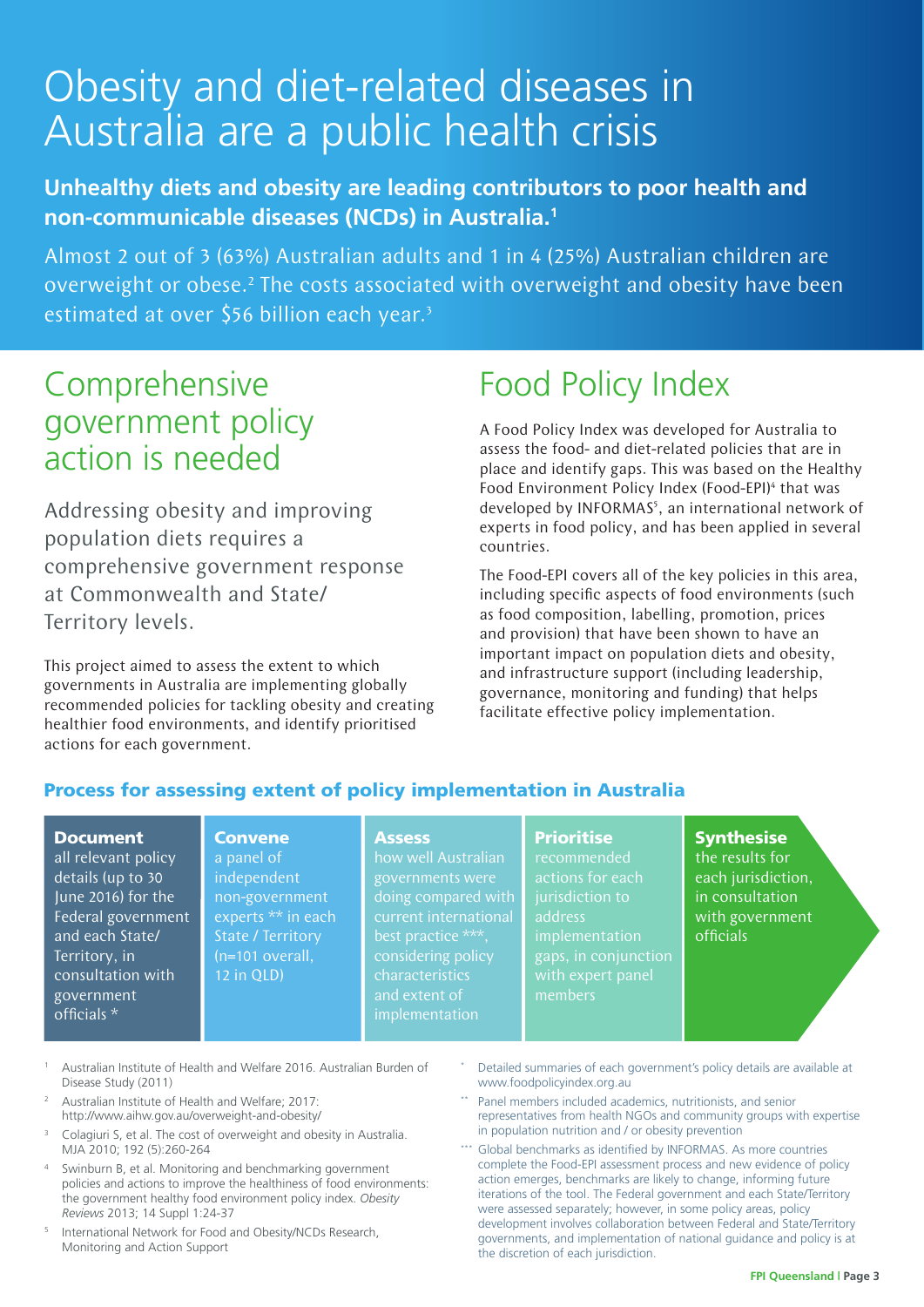# Obesity and diet-related diseases in Australia are a public health crisis

**Unhealthy diets and obesity are leading contributors to poor health and non-communicable diseases (NCDs) in Australia.[1]**

Almost 2 out of 3 (63%) Australian adults and 1 in 4 (25%) Australian children are overweight or obese.[2] The costs associated with overweight and obesity have been estimated at over $56 billion each year.[3]

## Comprehensive government policy action is needed

Addressing obesity and improving population diets requires a comprehensive government response at Commonwealth and State/ Territory levels.

This project aimed to assess the extent to which governments in Australia are implementing globally recommended policies for tackling obesity and creating healthier food environments, and identify prioritised actions for each government.

## Food Policy Index

A Food Policy Index was developed for Australia to assess the food- and diet-related policies that are in place and identify gaps. This was based on the Healthy Food Environment Policy Index (Food-EPI)[4] that was developed by INFORMAS[5], an international network of experts in food policy, and has been applied in several countries.

The Food-EPI covers all of the key policies in this area, including specific aspects of food environments (such as food composition, labelling, promotion, prices and provision) that have been shown to have an important impact on population diets and obesity, and infrastructure support (including leadership, governance, monitoring and funding) that helps facilitate effective policy implementation.

### Process for assessing extent of policy implementation in Australia

**Document** all relevant policy details (up to 30 June 2016) for the Federal government and each State/ Territory, in consultation with government officials *

**Convene** a panel of independent non-government experts ** in each State / Territory (n=101 overall, 12 in QLD)

**Assess** how well Australian governments were doing compared with current international best practice ***, considering policy characteristics and extent of implementation

**Prioritise** recommended actions for each jurisdiction to address implementation gaps, in conjunction with expert panel members

**Synthesise** the results for each jurisdiction, in consultation with government officials

1. Australian Institute of Health and Welfare 2016. Australian Burden of Disease Study (2011)
2. Australian Institute of Health and Welfare; 2017: http://www.aihw.gov.au/overweight-and-obesity/
3. Colagiuri S, et al. The cost of overweight and obesity in Australia. MJA 2010; 192 (5):260-264
4. Swinburn B, et al. Monitoring and benchmarking government policies and actions to improve the healthiness of food environments: the government healthy food environment policy index. *Obesity Reviews* 2013; 14 Suppl 1:24-37
5. International Network for Food and Obesity/NCDs Research, Monitoring and Action Support

\* Detailed summaries of each government's policy details are available at www.foodpolicyindex.org.au

\** Panel members included academics, nutritionists, and senior representatives from health NGOs and community groups with expertise in population nutrition and / or obesity prevention

\*** Global benchmarks as identified by INFORMAS. As more countries complete the Food-EPI assessment process and new evidence of policy action emerges, benchmarks are likely to change, informing future iterations of the tool. The Federal government and each State/Territory were assessed separately; however, in some policy areas, policy development involves collaboration between Federal and State/Territory governments, and implementation of national guidance and policy is at the discretion of each jurisdiction.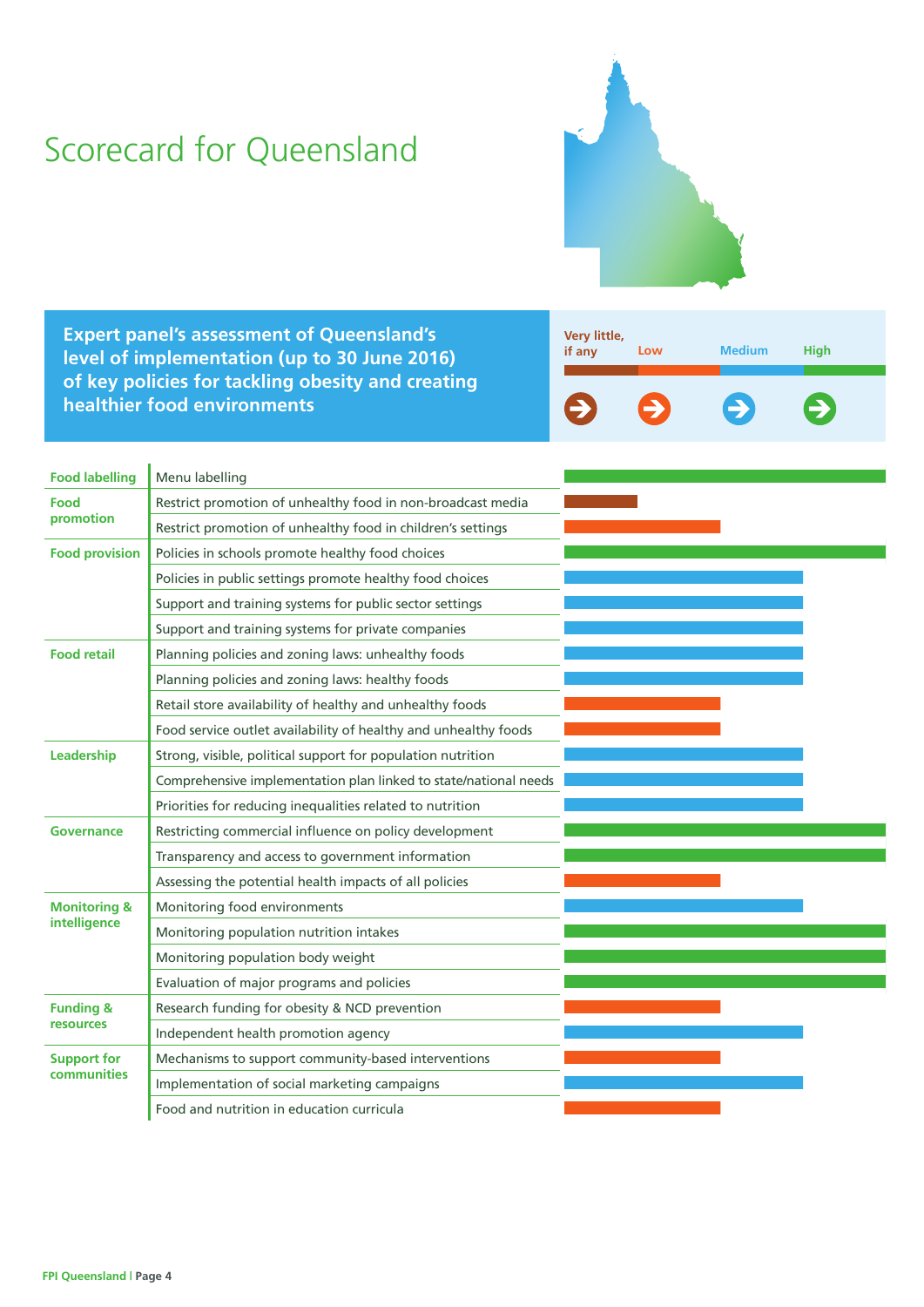# Scorecard for Queensland

**Expert panel's assessment of Queensland's level of implementation (up to 30 June 2016) of key policies for tackling obesity and creating healthier food environments**

Scale: Very little, if any | Low | Medium | High

| Domain | Policy | Level of implementation |
|---|---|---|
| Food labelling | Menu labelling | High |
| Food promotion | Restrict promotion of unhealthy food in non-broadcast media | Very little, if any |
| | Restrict promotion of unhealthy food in children's settings | Low |
| Food provision | Policies in schools promote healthy food choices | High |
| | Policies in public settings promote healthy food choices | Medium |
| | Support and training systems for public sector settings | Medium |
| | Support and training systems for private companies | Medium |
| Food retail | Planning policies and zoning laws: unhealthy foods | Medium |
| | Planning policies and zoning laws: healthy foods | Medium |
| | Retail store availability of healthy and unhealthy foods | Low |
| | Food service outlet availability of healthy and unhealthy foods | Low |
| Leadership | Strong, visible, political support for population nutrition | Medium |
| | Comprehensive implementation plan linked to state/national needs | Medium |
| | Priorities for reducing inequalities related to nutrition | Medium |
| Governance | Restricting commercial influence on policy development | High |
| | Transparency and access to government information | High |
| | Assessing the potential health impacts of all policies | Low |
| Monitoring & intelligence | Monitoring food environments | Medium |
| | Monitoring population nutrition intakes | High |
| | Monitoring population body weight | High |
| | Evaluation of major programs and policies | High |
| Funding & resources | Research funding for obesity & NCD prevention | Low |
| | Independent health promotion agency | Medium |
| Support for communities | Mechanisms to support community-based interventions | Low |
| | Implementation of social marketing campaigns | Medium |
| | Food and nutrition in education curricula | Low |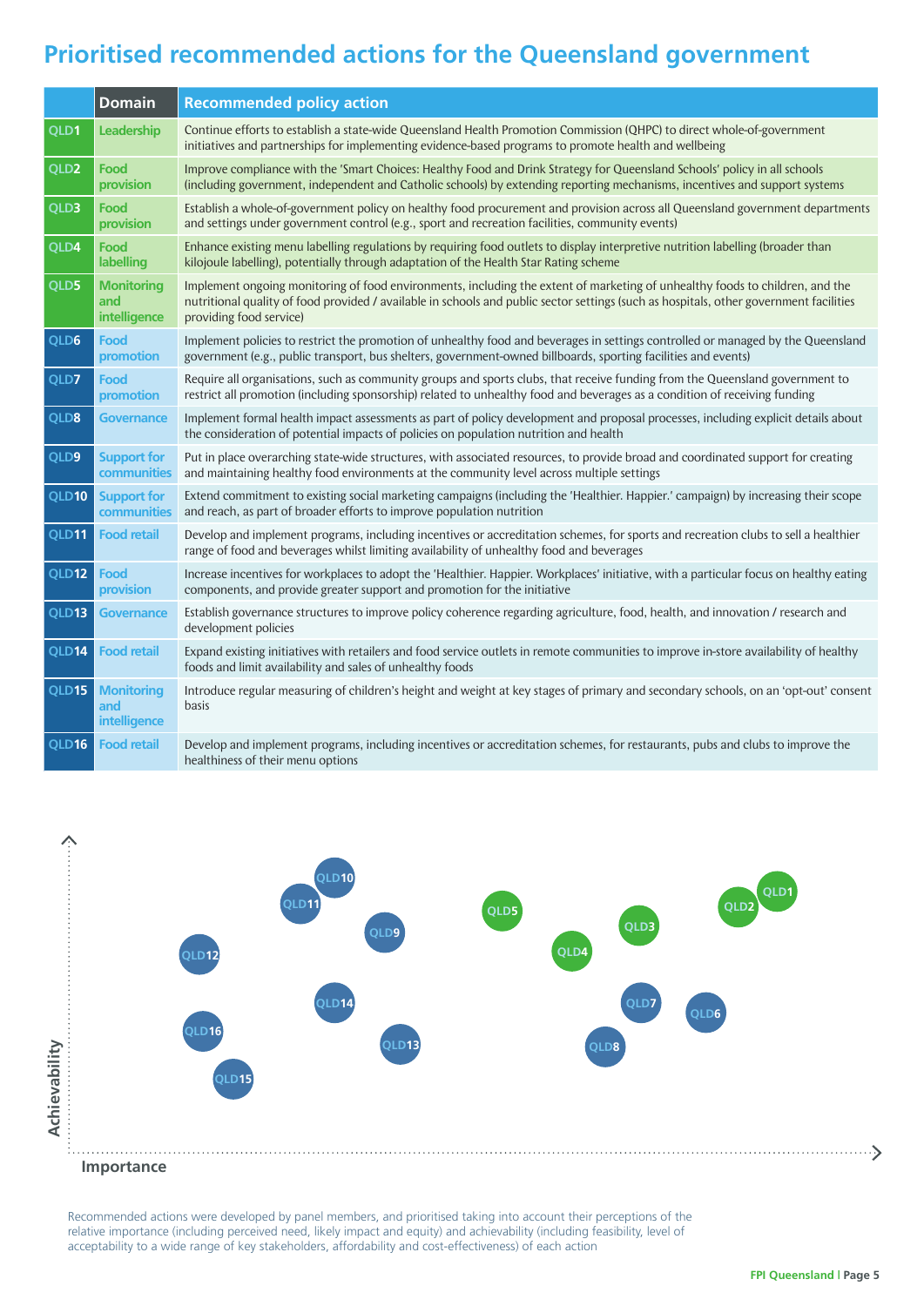# Prioritised recommended actions for the Queensland government

| | Domain | Recommended policy action |
|---|---|---|
| QLD1 | Leadership | Continue efforts to establish a state-wide Queensland Health Promotion Commission (QHPC) to direct whole-of-government initiatives and partnerships for implementing evidence-based programs to promote health and wellbeing |
| QLD2 | Food provision | Improve compliance with the 'Smart Choices: Healthy Food and Drink Strategy for Queensland Schools' policy in all schools (including government, independent and Catholic schools) by extending reporting mechanisms, incentives and support systems |
| QLD3 | Food provision | Establish a whole-of-government policy on healthy food procurement and provision across all Queensland government departments and settings under government control (e.g., sport and recreation facilities, community events) |
| QLD4 | Food labelling | Enhance existing menu labelling regulations by requiring food outlets to display interpretive nutrition labelling (broader than kilojoule labelling), potentially through adaptation of the Health Star Rating scheme |
| QLD5 | Monitoring and intelligence | Implement ongoing monitoring of food environments, including the extent of marketing of unhealthy foods to children, and the nutritional quality of food provided / available in schools and public sector settings (such as hospitals, other government facilities providing food service) |
| QLD6 | Food promotion | Implement policies to restrict the promotion of unhealthy food and beverages in settings controlled or managed by the Queensland government (e.g., public transport, bus shelters, government-owned billboards, sporting facilities and events) |
| QLD7 | Food promotion | Require all organisations, such as community groups and sports clubs, that receive funding from the Queensland government to restrict all promotion (including sponsorship) related to unhealthy food and beverages as a condition of receiving funding |
| QLD8 | Governance | Implement formal health impact assessments as part of policy development and proposal processes, including explicit details about the consideration of potential impacts of policies on population nutrition and health |
| QLD9 | Support for communities | Put in place overarching state-wide structures, with associated resources, to provide broad and coordinated support for creating and maintaining healthy food environments at the community level across multiple settings |
| QLD10 | Support for communities | Extend commitment to existing social marketing campaigns (including the 'Healthier. Happier.' campaign) by increasing their scope and reach, as part of broader efforts to improve population nutrition |
| QLD11 | Food retail | Develop and implement programs, including incentives or accreditation schemes, for sports and recreation clubs to sell a healthier range of food and beverages whilst limiting availability of unhealthy food and beverages |
| QLD12 | Food provision | Increase incentives for workplaces to adopt the 'Healthier. Happier. Workplaces' initiative, with a particular focus on healthy eating components, and provide greater support and promotion for the initiative |
| QLD13 | Governance | Establish governance structures to improve policy coherence regarding agriculture, food, health, and innovation / research and development policies |
| QLD14 | Food retail | Expand existing initiatives with retailers and food service outlets in remote communities to improve in-store availability of healthy foods and limit availability and sales of unhealthy foods |
| QLD15 | Monitoring and intelligence | Introduce regular measuring of children's height and weight at key stages of primary and secondary schools, on an 'opt-out' consent basis |
| QLD16 | Food retail | Develop and implement programs, including incentives or accreditation schemes, for restaurants, pubs and clubs to improve the healthiness of their menu options |

Recommended actions were developed by panel members, and prioritised taking into account their perceptions of the relative importance (including perceived need, likely impact and equity) and achievability (including feasibility, level of acceptability to a wide range of key stakeholders, affordability and cost-effectiveness) of each action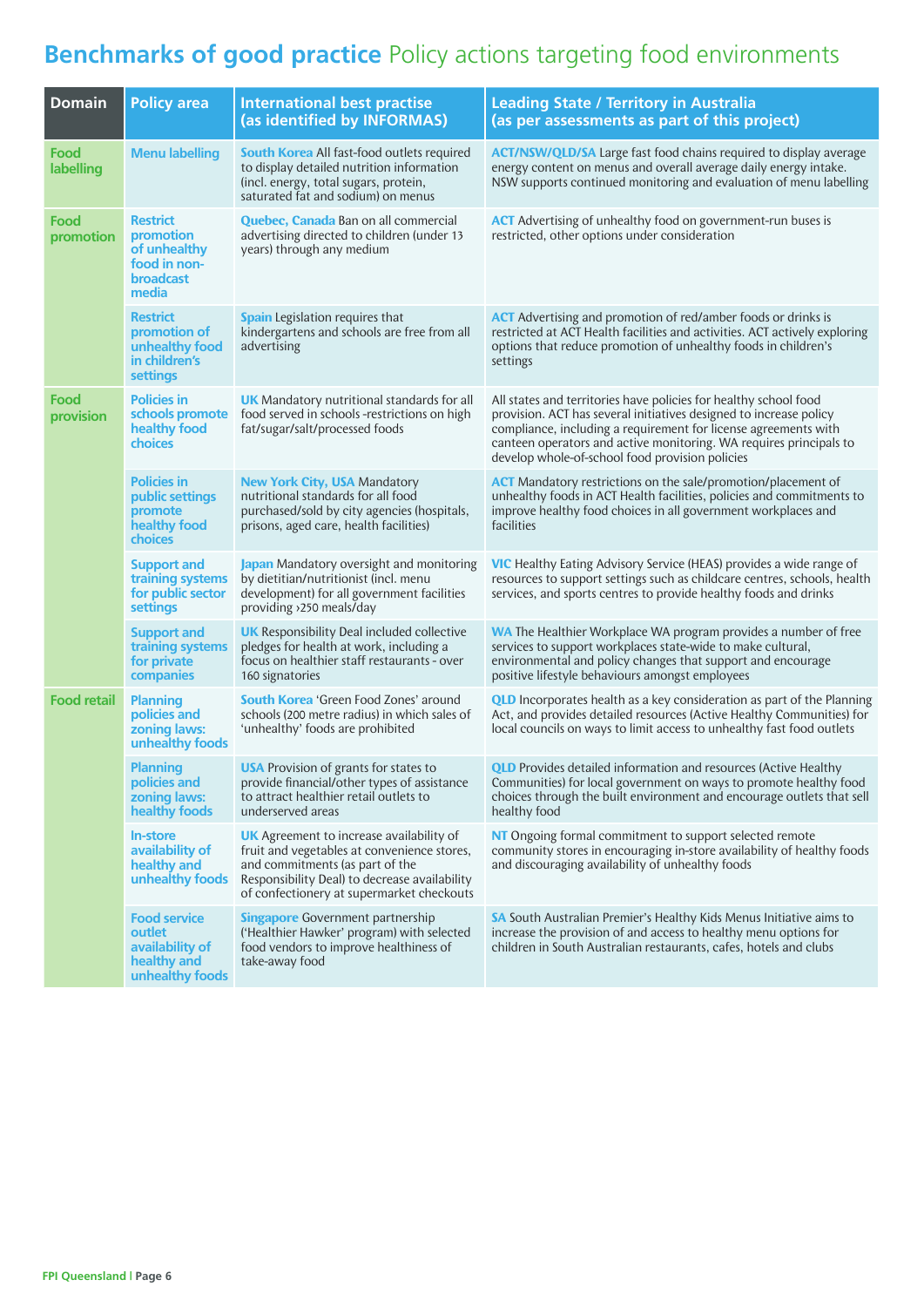# Benchmarks of good practice Policy actions targeting food environments

| Domain | Policy area | International best practise (as identified by INFORMAS) | Leading State / Territory in Australia (as per assessments as part of this project) |
|---|---|---|---|
| Food labelling | Menu labelling | **South Korea** All fast-food outlets required to display detailed nutrition information (incl. energy, total sugars, protein, saturated fat and sodium) on menus | **ACT/NSW/QLD/SA** Large fast food chains required to display average energy content on menus and overall average daily energy intake. NSW supports continued monitoring and evaluation of menu labelling |
| Food promotion | Restrict promotion of unhealthy food in non-broadcast media | **Quebec, Canada** Ban on all commercial advertising directed to children (under 13 years) through any medium | **ACT** Advertising of unhealthy food on government-run buses is restricted, other options under consideration |
| | Restrict promotion of unhealthy food in children's settings | **Spain** Legislation requires that kindergartens and schools are free from all advertising | **ACT** Advertising and promotion of red/amber foods or drinks is restricted at ACT Health facilities and activities. ACT actively exploring options that reduce promotion of unhealthy foods in children's settings |
| Food provision | Policies in schools promote healthy food choices | **UK** Mandatory nutritional standards for all food served in schools -restrictions on high fat/sugar/salt/processed foods | All states and territories have policies for healthy school food provision. ACT has several initiatives designed to increase policy compliance, including a requirement for license agreements with canteen operators and active monitoring. WA requires principals to develop whole-of-school food provision policies |
| | Policies in public settings promote healthy food choices | **New York City, USA** Mandatory nutritional standards for all food purchased/sold by city agencies (hospitals, prisons, aged care, health facilities) | **ACT** Mandatory restrictions on the sale/promotion/placement of unhealthy foods in ACT Health facilities, policies and commitments to improve healthy food choices in all government workplaces and facilities |
| | Support and training systems for public sector settings | **Japan** Mandatory oversight and monitoring by dietitian/nutritionist (incl. menu development) for all government facilities providing >250 meals/day | **VIC** Healthy Eating Advisory Service (HEAS) provides a wide range of resources to support settings such as childcare centres, schools, health services, and sports centres to provide healthy foods and drinks |
| | Support and training systems for private companies | **UK** Responsibility Deal included collective pledges for health at work, including a focus on healthier staff restaurants - over 160 signatories | **WA** The Healthier Workplace WA program provides a number of free services to support workplaces state-wide to make cultural, environmental and policy changes that support and encourage positive lifestyle behaviours amongst employees |
| Food retail | Planning policies and zoning laws: unhealthy foods | **South Korea** 'Green Food Zones' around schools (200 metre radius) in which sales of 'unhealthy' foods are prohibited | **QLD** Incorporates health as a key consideration as part of the Planning Act, and provides detailed resources (Active Healthy Communities) for local councils on ways to limit access to unhealthy fast food outlets |
| | Planning policies and zoning laws: healthy foods | **USA** Provision of grants for states to provide financial/other types of assistance to attract healthier retail outlets to underserved areas | **QLD** Provides detailed information and resources (Active Healthy Communities) for local government on ways to promote healthy food choices through the built environment and encourage outlets that sell healthy food |
| | In-store availability of healthy and unhealthy foods | **UK** Agreement to increase availability of fruit and vegetables at convenience stores, and commitments (as part of the Responsibility Deal) to decrease availability of confectionery at supermarket checkouts | **NT** Ongoing formal commitment to support selected remote community stores in encouraging in-store availability of healthy foods and discouraging availability of unhealthy foods |
| | Food service outlet availability of healthy and unhealthy foods | **Singapore** Government partnership ('Healthier Hawker' program) with selected food vendors to improve healthiness of take-away food | **SA** South Australian Premier's Healthy Kids Menus Initiative aims to increase the provision of and access to healthy menu options for children in South Australian restaurants, cafes, hotels and clubs |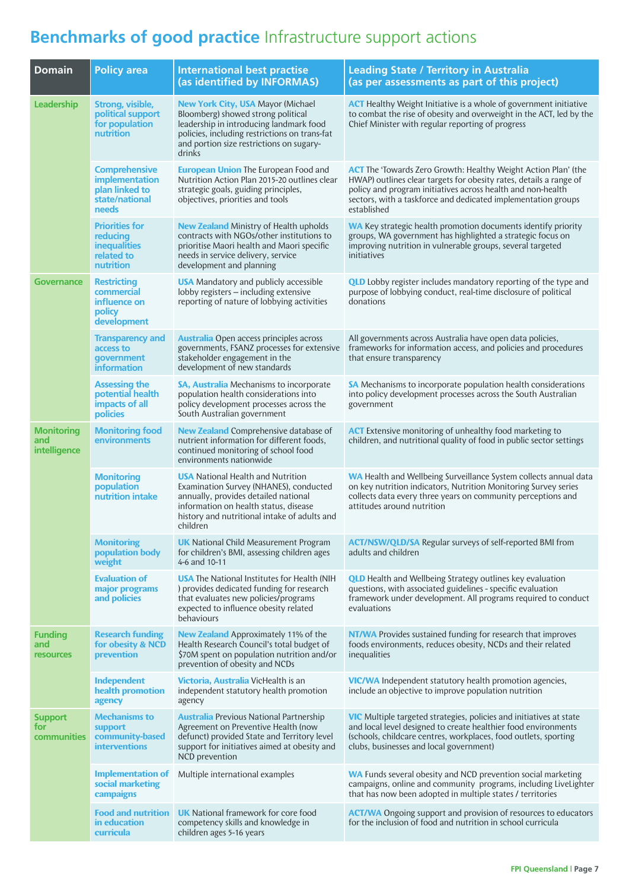# **Benchmarks of good practice** Infrastructure support actions

| Domain | Policy area | International best practise (as identified by INFORMAS) | Leading State / Territory in Australia (as per assessments as part of this project) |
|---|---|---|---|
| Leadership | Strong, visible, political support for population nutrition | **New York City, USA** Mayor (Michael Bloomberg) showed strong political leadership in introducing landmark food policies, including restrictions on trans-fat and portion size restrictions on sugary-drinks | **ACT** Healthy Weight Initiative is a whole of government initiative to combat the rise of obesity and overweight in the ACT, led by the Chief Minister with regular reporting of progress |
| | Comprehensive implementation plan linked to state/national needs | **European Union** The European Food and Nutrition Action Plan 2015-20 outlines clear strategic goals, guiding principles, objectives, priorities and tools | **ACT** The 'Towards Zero Growth: Healthy Weight Action Plan' (the HWAP) outlines clear targets for obesity rates, details a range of policy and program initiatives across health and non-health sectors, with a taskforce and dedicated implementation groups established |
| | Priorities for reducing inequalities related to nutrition | **New Zealand** Ministry of Health upholds contracts with NGOs/other institutions to prioritise Maori health and Maori specific needs in service delivery, service development and planning | **WA** Key strategic health promotion documents identify priority groups, WA government has highlighted a strategic focus on improving nutrition in vulnerable groups, several targeted initiatives |
| Governance | Restricting commercial influence on policy development | **USA** Mandatory and publicly accessible lobby registers – including extensive reporting of nature of lobbying activities | **QLD** Lobby register includes mandatory reporting of the type and purpose of lobbying conduct, real-time disclosure of political donations |
| | Transparency and access to government information | **Australia** Open access principles across governments, FSANZ processes for extensive stakeholder engagement in the development of new standards | All governments across Australia have open data policies, frameworks for information access, and policies and procedures that ensure transparency |
| | Assessing the potential health impacts of all policies | **SA, Australia** Mechanisms to incorporate population health considerations into policy development processes across the South Australian government | **SA** Mechanisms to incorporate population health considerations into policy development processes across the South Australian government |
| Monitoring and intelligence | Monitoring food environments | **New Zealand** Comprehensive database of nutrient information for different foods, continued monitoring of school food environments nationwide | **ACT** Extensive monitoring of unhealthy food marketing to children, and nutritional quality of food in public sector settings |
| | Monitoring population nutrition intake | **USA** National Health and Nutrition Examination Survey (NHANES), conducted annually, provides detailed national information on health status, disease history and nutritional intake of adults and children | **WA** Health and Wellbeing Surveillance System collects annual data on key nutrition indicators, Nutrition Monitoring Survey series collects data every three years on community perceptions and attitudes around nutrition |
| | Monitoring population body weight | **UK** National Child Measurement Program for children's BMI, assessing children ages 4-6 and 10-11 | **ACT/NSW/QLD/SA** Regular surveys of self-reported BMI from adults and children |
| | Evaluation of major programs and policies | **USA** The National Institutes for Health (NIH ) provides dedicated funding for research that evaluates new policies/programs expected to influence obesity related behaviours | **QLD** Health and Wellbeing Strategy outlines key evaluation questions, with associated guidelines - specific evaluation framework under development. All programs required to conduct evaluations |
| Funding and resources | Research funding for obesity & NCD prevention | **New Zealand** Approximately 11% of the Health Research Council's total budget of $70M spent on population nutrition and/or prevention of obesity and NCDs | **NT/WA** Provides sustained funding for research that improves foods environments, reduces obesity, NCDs and their related inequalities |
| | Independent health promotion agency | **Victoria, Australia** VicHealth is an independent statutory health promotion agency | **VIC/WA** Independent statutory health promotion agencies, include an objective to improve population nutrition |
| Support for communities | Mechanisms to support community-based interventions | **Australia** Previous National Partnership Agreement on Preventive Health (now defunct) provided State and Territory level support for initiatives aimed at obesity and NCD prevention | **VIC** Multiple targeted strategies, policies and initiatives at state and local level designed to create healthier food environments (schools, childcare centres, workplaces, food outlets, sporting clubs, businesses and local government) |
| | Implementation of social marketing campaigns | Multiple international examples | **WA** Funds several obesity and NCD prevention social marketing campaigns, online and community programs, including LiveLighter that has now been adopted in multiple states / territories |
| | Food and nutrition in education curricula | **UK** National framework for core food competency skills and knowledge in children ages 5-16 years | **ACT/WA** Ongoing support and provision of resources to educators for the inclusion of food and nutrition in school curricula |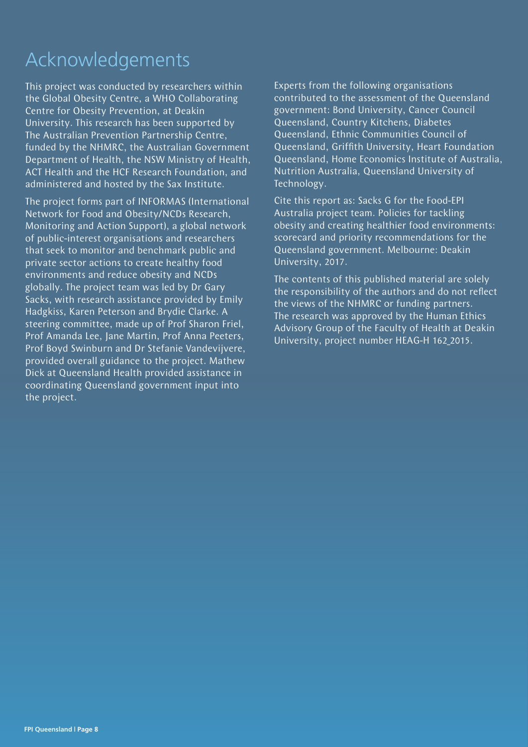# Acknowledgements

This project was conducted by researchers within the Global Obesity Centre, a WHO Collaborating Centre for Obesity Prevention, at Deakin University. This research has been supported by The Australian Prevention Partnership Centre, funded by the NHMRC, the Australian Government Department of Health, the NSW Ministry of Health, ACT Health and the HCF Research Foundation, and administered and hosted by the Sax Institute.

The project forms part of INFORMAS (International Network for Food and Obesity/NCDs Research, Monitoring and Action Support), a global network of public-interest organisations and researchers that seek to monitor and benchmark public and private sector actions to create healthy food environments and reduce obesity and NCDs globally. The project team was led by Dr Gary Sacks, with research assistance provided by Emily Hadgkiss, Karen Peterson and Brydie Clarke. A steering committee, made up of Prof Sharon Friel, Prof Amanda Lee, Jane Martin, Prof Anna Peeters, Prof Boyd Swinburn and Dr Stefanie Vandevijvere, provided overall guidance to the project. Mathew Dick at Queensland Health provided assistance in coordinating Queensland government input into the project.

Experts from the following organisations contributed to the assessment of the Queensland government: Bond University, Cancer Council Queensland, Country Kitchens, Diabetes Queensland, Ethnic Communities Council of Queensland, Griffith University, Heart Foundation Queensland, Home Economics Institute of Australia, Nutrition Australia, Queensland University of Technology.

Cite this report as: Sacks G for the Food-EPI Australia project team. Policies for tackling obesity and creating healthier food environments: scorecard and priority recommendations for the Queensland government. Melbourne: Deakin University, 2017.

The contents of this published material are solely the responsibility of the authors and do not reflect the views of the NHMRC or funding partners. The research was approved by the Human Ethics Advisory Group of the Faculty of Health at Deakin University, project number HEAG-H 162_2015.